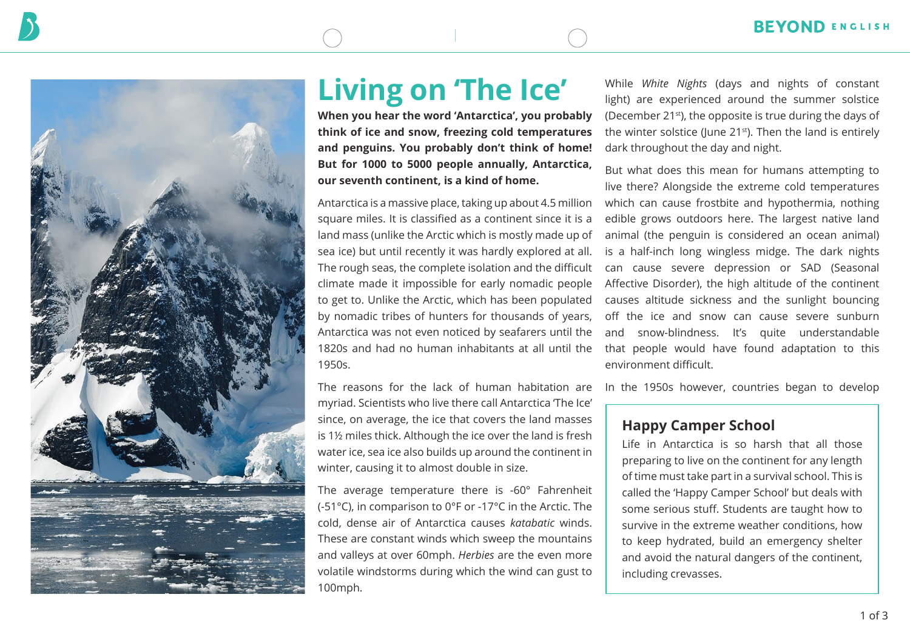# Living on 'The Ice'

**When you hear the word 'Antarctica', you probably think of ice and snow, freezing cold temperatures and penguins. You probably don't think of home! But for 1000 to 5000 people annually, Antarctica, our seventh continent, is a kind of home.**

Antarctica is a massive place, taking up about 4.5 million square miles. It is classified as a continent since it is a land mass (unlike the Arctic which is mostly made up of sea ice) but until recently it was hardly explored at all. The rough seas, the complete isolation and the difficult climate made it impossible for early nomadic people to get to. Unlike the Arctic, which has been populated by nomadic tribes of hunters for thousands of years, Antarctica was not even noticed by seafarers until the 1820s and had no human inhabitants at all until the 1950s.

The reasons for the lack of human habitation are myriad. Scientists who live there call Antarctica 'The Ice' since, on average, the ice that covers the land masses is 1½ miles thick. Although the ice over the land is fresh water ice, sea ice also builds up around the continent in winter, causing it to almost double in size.

The average temperature there is -60° Fahrenheit (-51°C), in comparison to 0°F or -17°C in the Arctic. The cold, dense air of Antarctica causes *katabatic* winds. These are constant winds which sweep the mountains and valleys at over 60mph. *Herbies* are the even more volatile windstorms during which the wind can gust to 100mph.

While *White Nights* (days and nights of constant light) are experienced around the summer solstice (December 21st), the opposite is true during the days of the winter solstice (June 21st). Then the land is entirely dark throughout the day and night.

But what does this mean for humans attempting to live there? Alongside the extreme cold temperatures which can cause frostbite and hypothermia, nothing edible grows outdoors here. The largest native land animal (the penguin is considered an ocean animal) is a half-inch long wingless midge. The dark nights can cause severe depression or SAD (Seasonal Affective Disorder), the high altitude of the continent causes altitude sickness and the sunlight bouncing off the ice and snow can cause severe sunburn and snow-blindness. It's quite understandable that people would have found adaptation to this environment difficult.

In the 1950s however, countries began to develop

## Happy Camper School

Life in Antarctica is so harsh that all those preparing to live on the continent for any length of time must take part in a survival school. This is called the 'Happy Camper School' but deals with some serious stuff. Students are taught how to survive in the extreme weather conditions, how to keep hydrated, build an emergency shelter and avoid the natural dangers of the continent, including crevasses.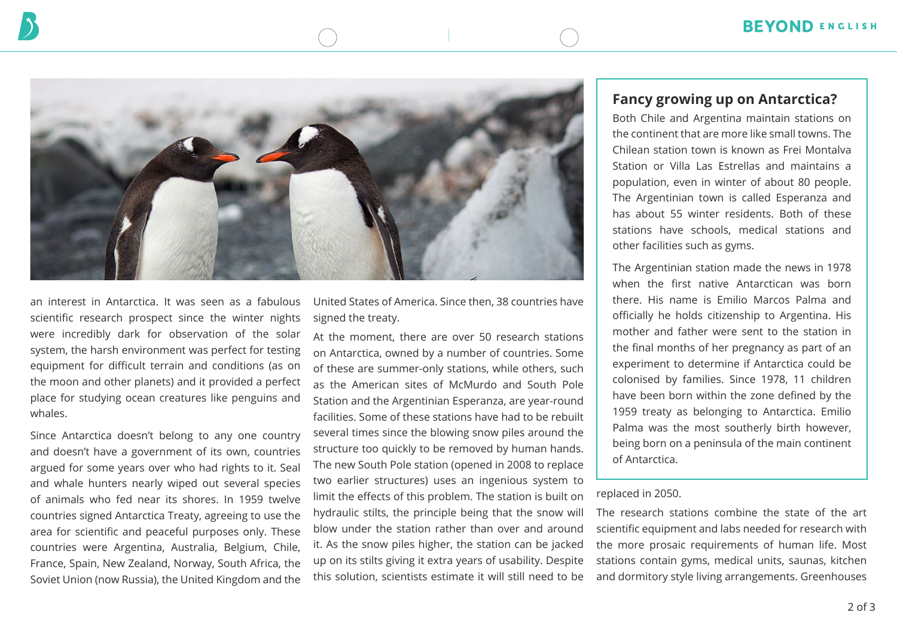an interest in Antarctica. It was seen as a fabulous scientific research prospect since the winter nights were incredibly dark for observation of the solar system, the harsh environment was perfect for testing equipment for difficult terrain and conditions (as on the moon and other planets) and it provided a perfect place for studying ocean creatures like penguins and whales.

Since Antarctica doesn't belong to any one country and doesn't have a government of its own, countries argued for some years over who had rights to it. Seal and whale hunters nearly wiped out several species of animals who fed near its shores. In 1959 twelve countries signed Antarctica Treaty, agreeing to use the area for scientific and peaceful purposes only. These countries were Argentina, Australia, Belgium, Chile, France, Spain, New Zealand, Norway, South Africa, the Soviet Union (now Russia), the United Kingdom and the United States of America. Since then, 38 countries have signed the treaty.

At the moment, there are over 50 research stations on Antarctica, owned by a number of countries. Some of these are summer-only stations, while others, such as the American sites of McMurdo and South Pole Station and the Argentinian Esperanza, are year-round facilities. Some of these stations have had to be rebuilt several times since the blowing snow piles around the structure too quickly to be removed by human hands. The new South Pole station (opened in 2008 to replace two earlier structures) uses an ingenious system to limit the effects of this problem. The station is built on hydraulic stilts, the principle being that the snow will blow under the station rather than over and around it. As the snow piles higher, the station can be jacked up on its stilts giving it extra years of usability. Despite this solution, scientists estimate it will still need to be replaced in 2050.

The research stations combine the state of the art scientific equipment and labs needed for research with the more prosaic requirements of human life. Most stations contain gyms, medical units, saunas, kitchen and dormitory style living arrangements. Greenhouses

## Fancy growing up on Antarctica?

Both Chile and Argentina maintain stations on the continent that are more like small towns. The Chilean station town is known as Frei Montalva Station or Villa Las Estrellas and maintains a population, even in winter of about 80 people. The Argentinian town is called Esperanza and has about 55 winter residents. Both of these stations have schools, medical stations and other facilities such as gyms.

The Argentinian station made the news in 1978 when the first native Antarctican was born there. His name is Emilio Marcos Palma and officially he holds citizenship to Argentina. His mother and father were sent to the station in the final months of her pregnancy as part of an experiment to determine if Antarctica could be colonised by families. Since 1978, 11 children have been born within the zone defined by the 1959 treaty as belonging to Antarctica. Emilio Palma was the most southerly birth however, being born on a peninsula of the main continent of Antarctica.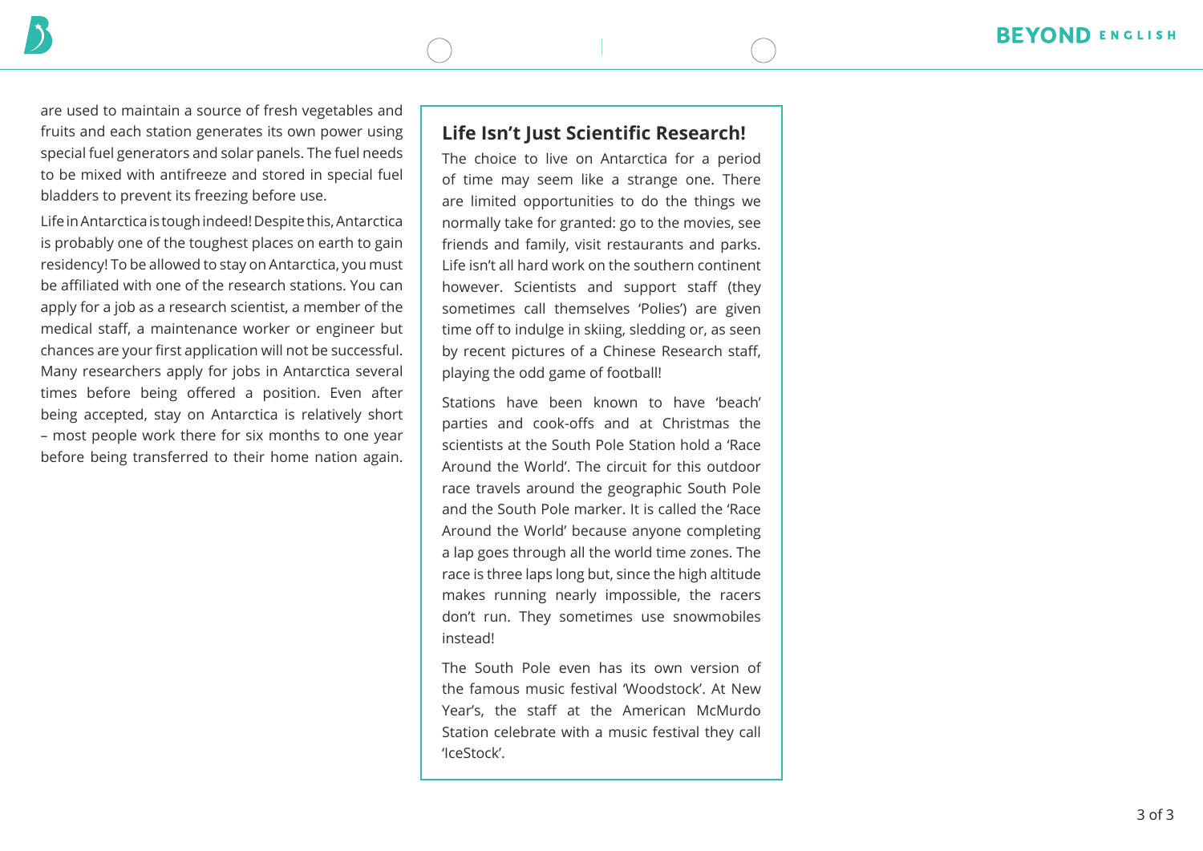are used to maintain a source of fresh vegetables and fruits and each station generates its own power using special fuel generators and solar panels. The fuel needs to be mixed with antifreeze and stored in special fuel bladders to prevent its freezing before use.

Life in Antarctica is tough indeed! Despite this, Antarctica is probably one of the toughest places on earth to gain residency! To be allowed to stay on Antarctica, you must be affiliated with one of the research stations. You can apply for a job as a research scientist, a member of the medical staff, a maintenance worker or engineer but chances are your first application will not be successful. Many researchers apply for jobs in Antarctica several times before being offered a position. Even after being accepted, stay on Antarctica is relatively short – most people work there for six months to one year before being transferred to their home nation again.

## Life Isn't Just Scientific Research!

The choice to live on Antarctica for a period of time may seem like a strange one. There are limited opportunities to do the things we normally take for granted: go to the movies, see friends and family, visit restaurants and parks. Life isn't all hard work on the southern continent however. Scientists and support staff (they sometimes call themselves 'Polies') are given time off to indulge in skiing, sledding or, as seen by recent pictures of a Chinese Research staff, playing the odd game of football!

Stations have been known to have 'beach' parties and cook-offs and at Christmas the scientists at the South Pole Station hold a 'Race Around the World'. The circuit for this outdoor race travels around the geographic South Pole and the South Pole marker. It is called the 'Race Around the World' because anyone completing a lap goes through all the world time zones. The race is three laps long but, since the high altitude makes running nearly impossible, the racers don't run. They sometimes use snowmobiles instead!

The South Pole even has its own version of the famous music festival 'Woodstock'. At New Year's, the staff at the American McMurdo Station celebrate with a music festival they call 'IceStock'.